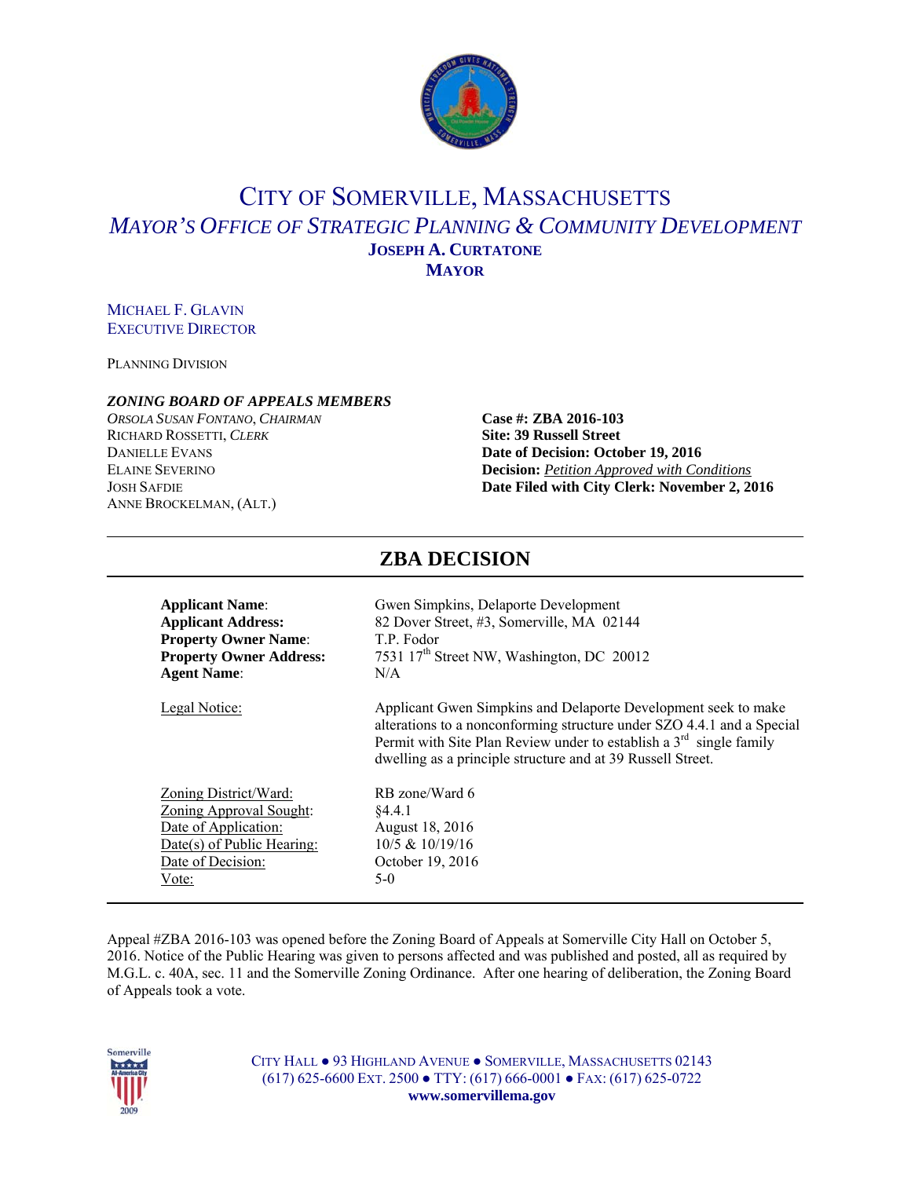# CITY OF SOMERVILLE, MASSACHUSETTS

## *MAYOR'S OFFICE OF STRATEGIC PLANNING & COMMUNITY DEVELOPMENT*

**JOSEPH A. CURTATONE**
**MAYOR**

MICHAEL F. GLAVIN
EXECUTIVE DIRECTOR

PLANNING DIVISION

***ZONING BOARD OF APPEALS MEMBERS***

*ORSOLA SUSAN FONTANO, CHAIRMAN*
RICHARD ROSSETTI, *CLERK*
DANIELLE EVANS
ELAINE SEVERINO
JOSH SAFDIE
ANNE BROCKELMAN, (ALT.)

**Case #: ZBA 2016-103**
**Site: 39 Russell Street**
**Date of Decision: October 19, 2016**
**Decision:** *Petition Approved with Conditions*
**Date Filed with City Clerk: November 2, 2016**

## ZBA DECISION

| | |
|---|---|
| **Applicant Name**: | Gwen Simpkins, Delaporte Development |
| **Applicant Address:** | 82 Dover Street, #3, Somerville, MA 02144 |
| **Property Owner Name**: | T.P. Fodor |
| **Property Owner Address:** | 7531 17th Street NW, Washington, DC 20012 |
| **Agent Name**: | N/A |
| Legal Notice: | Applicant Gwen Simpkins and Delaporte Development seek to make alterations to a nonconforming structure under SZO 4.4.1 and a Special Permit with Site Plan Review under to establish a 3rd single family dwelling as a principle structure and at 39 Russell Street. |
| Zoning District/Ward: | RB zone/Ward 6 |
| Zoning Approval Sought: | §4.4.1 |
| Date of Application: | August 18, 2016 |
| Date(s) of Public Hearing: | 10/5 & 10/19/16 |
| Date of Decision: | October 19, 2016 |
| Vote: | 5-0 |

Appeal #ZBA 2016-103 was opened before the Zoning Board of Appeals at Somerville City Hall on October 5, 2016. Notice of the Public Hearing was given to persons affected and was published and posted, all as required by M.G.L. c. 40A, sec. 11 and the Somerville Zoning Ordinance. After one hearing of deliberation, the Zoning Board of Appeals took a vote.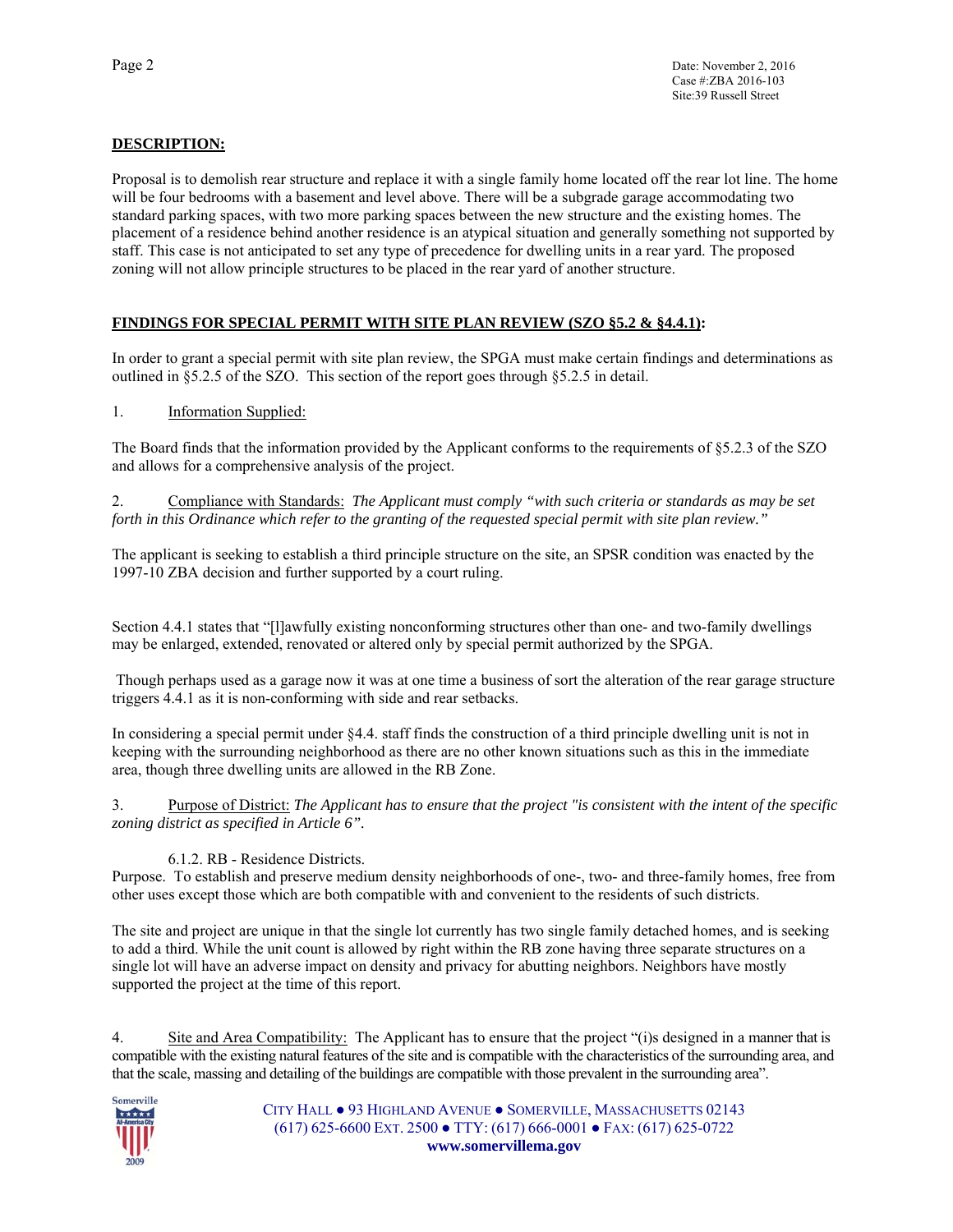**DESCRIPTION:**

Proposal is to demolish rear structure and replace it with a single family home located off the rear lot line. The home will be four bedrooms with a basement and level above. There will be a subgrade garage accommodating two standard parking spaces, with two more parking spaces between the new structure and the existing homes. The placement of a residence behind another residence is an atypical situation and generally something not supported by staff. This case is not anticipated to set any type of precedence for dwelling units in a rear yard. The proposed zoning will not allow principle structures to be placed in the rear yard of another structure.

**FINDINGS FOR SPECIAL PERMIT WITH SITE PLAN REVIEW (SZO §5.2 & §4.4.1):**

In order to grant a special permit with site plan review, the SPGA must make certain findings and determinations as outlined in §5.2.5 of the SZO. This section of the report goes through §5.2.5 in detail.

1. Information Supplied:

The Board finds that the information provided by the Applicant conforms to the requirements of §5.2.3 of the SZO and allows for a comprehensive analysis of the project.

2. Compliance with Standards: *The Applicant must comply "with such criteria or standards as may be set forth in this Ordinance which refer to the granting of the requested special permit with site plan review."*

The applicant is seeking to establish a third principle structure on the site, an SPSR condition was enacted by the 1997-10 ZBA decision and further supported by a court ruling.

Section 4.4.1 states that "[l]awfully existing nonconforming structures other than one- and two-family dwellings may be enlarged, extended, renovated or altered only by special permit authorized by the SPGA.

Though perhaps used as a garage now it was at one time a business of sort the alteration of the rear garage structure triggers 4.4.1 as it is non-conforming with side and rear setbacks.

In considering a special permit under §4.4. staff finds the construction of a third principle dwelling unit is not in keeping with the surrounding neighborhood as there are no other known situations such as this in the immediate area, though three dwelling units are allowed in the RB Zone.

3. Purpose of District: *The Applicant has to ensure that the project "is consistent with the intent of the specific zoning district as specified in Article 6".*

6.1.2. RB - Residence Districts.

Purpose. To establish and preserve medium density neighborhoods of one-, two- and three-family homes, free from other uses except those which are both compatible with and convenient to the residents of such districts.

The site and project are unique in that the single lot currently has two single family detached homes, and is seeking to add a third. While the unit count is allowed by right within the RB zone having three separate structures on a single lot will have an adverse impact on density and privacy for abutting neighbors. Neighbors have mostly supported the project at the time of this report.

4. Site and Area Compatibility: The Applicant has to ensure that the project "(i)s designed in a manner that is compatible with the existing natural features of the site and is compatible with the characteristics of the surrounding area, and that the scale, massing and detailing of the buildings are compatible with those prevalent in the surrounding area".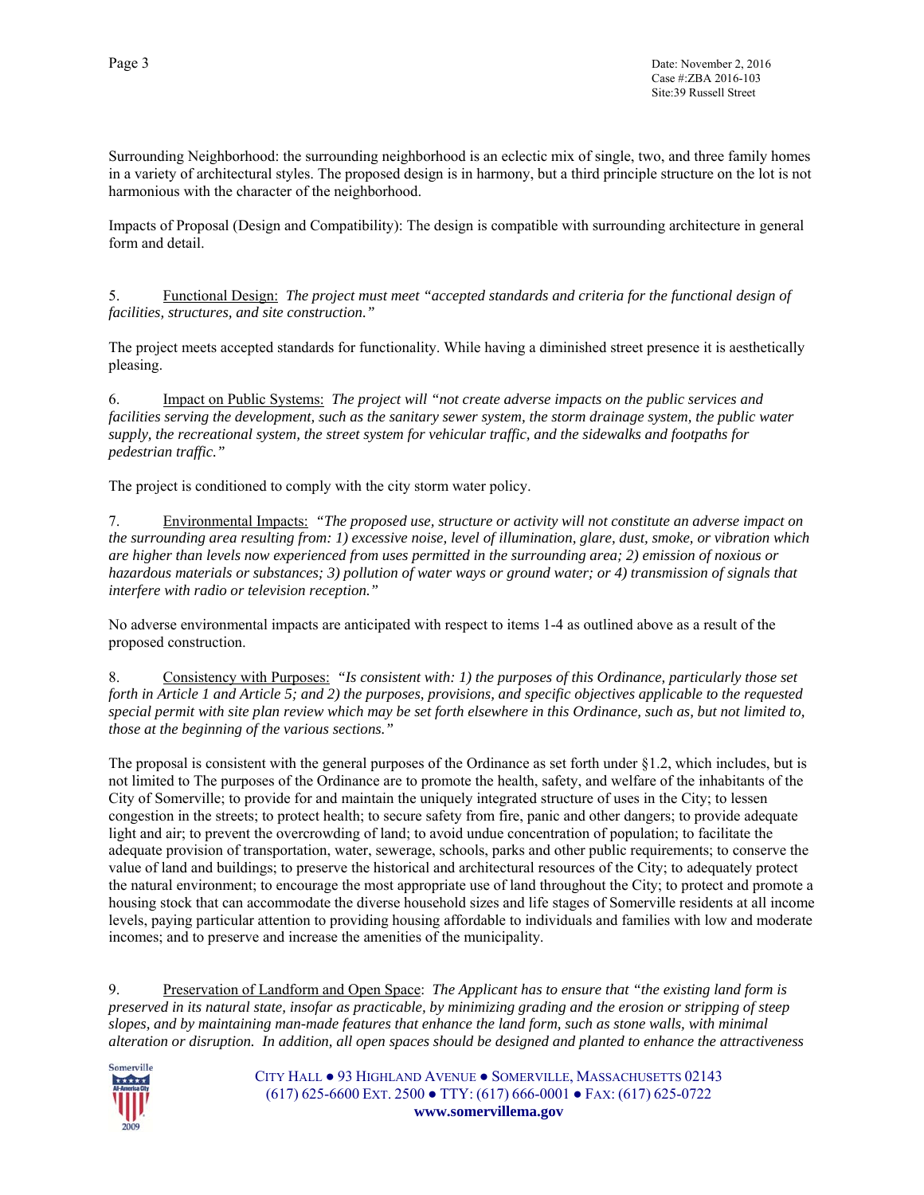Surrounding Neighborhood: the surrounding neighborhood is an eclectic mix of single, two, and three family homes in a variety of architectural styles. The proposed design is in harmony, but a third principle structure on the lot is not harmonious with the character of the neighborhood.

Impacts of Proposal (Design and Compatibility): The design is compatible with surrounding architecture in general form and detail.

5. Functional Design: *The project must meet "accepted standards and criteria for the functional design of facilities, structures, and site construction."*

The project meets accepted standards for functionality. While having a diminished street presence it is aesthetically pleasing.

6. Impact on Public Systems: *The project will "not create adverse impacts on the public services and facilities serving the development, such as the sanitary sewer system, the storm drainage system, the public water supply, the recreational system, the street system for vehicular traffic, and the sidewalks and footpaths for pedestrian traffic."*

The project is conditioned to comply with the city storm water policy.

7. Environmental Impacts: *"The proposed use, structure or activity will not constitute an adverse impact on the surrounding area resulting from: 1) excessive noise, level of illumination, glare, dust, smoke, or vibration which are higher than levels now experienced from uses permitted in the surrounding area; 2) emission of noxious or hazardous materials or substances; 3) pollution of water ways or ground water; or 4) transmission of signals that interfere with radio or television reception."*

No adverse environmental impacts are anticipated with respect to items 1-4 as outlined above as a result of the proposed construction.

8. Consistency with Purposes: *"Is consistent with: 1) the purposes of this Ordinance, particularly those set forth in Article 1 and Article 5; and 2) the purposes, provisions, and specific objectives applicable to the requested special permit with site plan review which may be set forth elsewhere in this Ordinance, such as, but not limited to, those at the beginning of the various sections."*

The proposal is consistent with the general purposes of the Ordinance as set forth under §1.2, which includes, but is not limited to The purposes of the Ordinance are to promote the health, safety, and welfare of the inhabitants of the City of Somerville; to provide for and maintain the uniquely integrated structure of uses in the City; to lessen congestion in the streets; to protect health; to secure safety from fire, panic and other dangers; to provide adequate light and air; to prevent the overcrowding of land; to avoid undue concentration of population; to facilitate the adequate provision of transportation, water, sewerage, schools, parks and other public requirements; to conserve the value of land and buildings; to preserve the historical and architectural resources of the City; to adequately protect the natural environment; to encourage the most appropriate use of land throughout the City; to protect and promote a housing stock that can accommodate the diverse household sizes and life stages of Somerville residents at all income levels, paying particular attention to providing housing affordable to individuals and families with low and moderate incomes; and to preserve and increase the amenities of the municipality.

9. Preservation of Landform and Open Space: *The Applicant has to ensure that "the existing land form is preserved in its natural state, insofar as practicable, by minimizing grading and the erosion or stripping of steep slopes, and by maintaining man-made features that enhance the land form, such as stone walls, with minimal alteration or disruption. In addition, all open spaces should be designed and planted to enhance the attractiveness*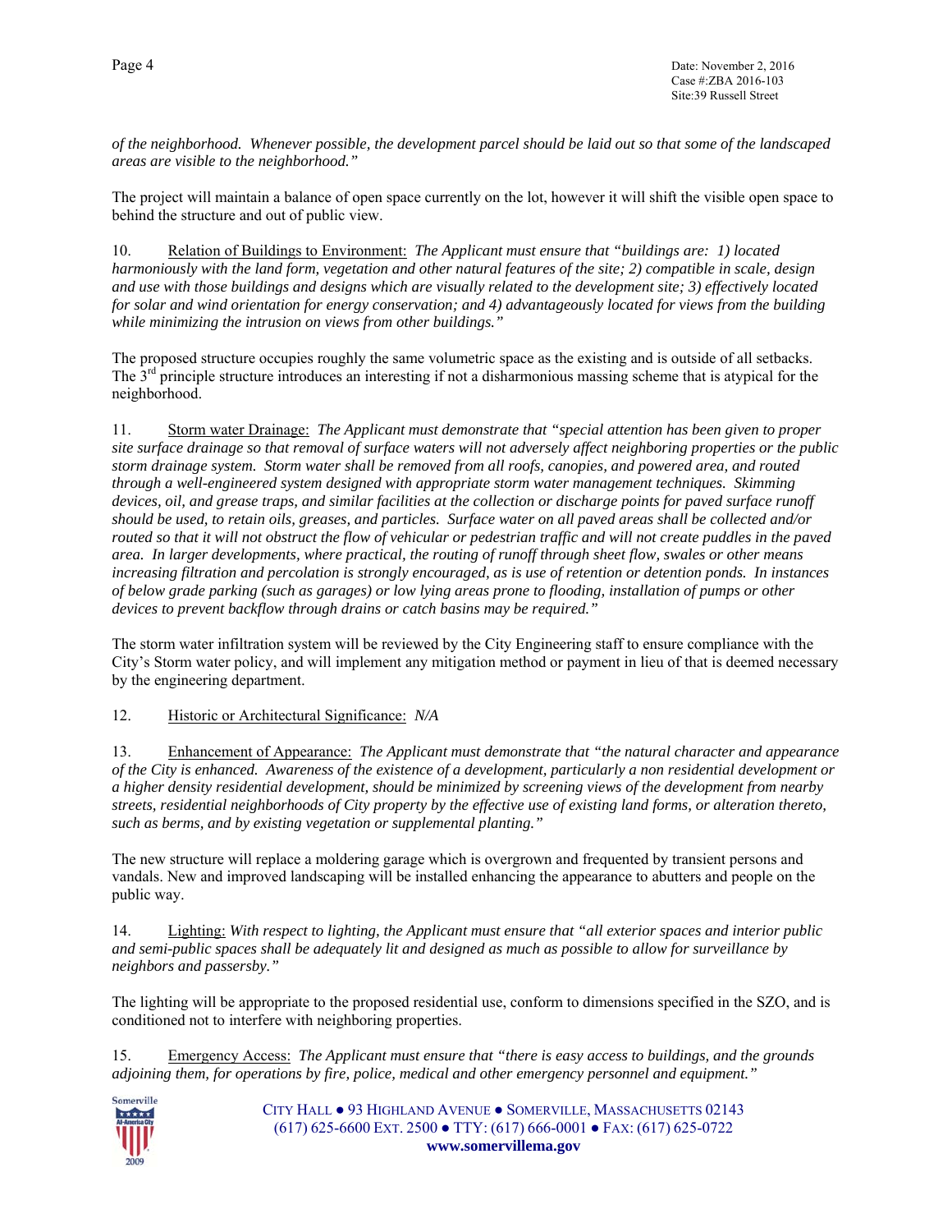*of the neighborhood. Whenever possible, the development parcel should be laid out so that some of the landscaped areas are visible to the neighborhood."*

The project will maintain a balance of open space currently on the lot, however it will shift the visible open space to behind the structure and out of public view.

10. Relation of Buildings to Environment: *The Applicant must ensure that "buildings are: 1) located harmoniously with the land form, vegetation and other natural features of the site; 2) compatible in scale, design and use with those buildings and designs which are visually related to the development site; 3) effectively located for solar and wind orientation for energy conservation; and 4) advantageously located for views from the building while minimizing the intrusion on views from other buildings."*

The proposed structure occupies roughly the same volumetric space as the existing and is outside of all setbacks. The 3rd principle structure introduces an interesting if not a disharmonious massing scheme that is atypical for the neighborhood.

11. Storm water Drainage: *The Applicant must demonstrate that "special attention has been given to proper site surface drainage so that removal of surface waters will not adversely affect neighboring properties or the public storm drainage system. Storm water shall be removed from all roofs, canopies, and powered area, and routed through a well-engineered system designed with appropriate storm water management techniques. Skimming devices, oil, and grease traps, and similar facilities at the collection or discharge points for paved surface runoff should be used, to retain oils, greases, and particles. Surface water on all paved areas shall be collected and/or routed so that it will not obstruct the flow of vehicular or pedestrian traffic and will not create puddles in the paved area. In larger developments, where practical, the routing of runoff through sheet flow, swales or other means increasing filtration and percolation is strongly encouraged, as is use of retention or detention ponds. In instances of below grade parking (such as garages) or low lying areas prone to flooding, installation of pumps or other devices to prevent backflow through drains or catch basins may be required."*

The storm water infiltration system will be reviewed by the City Engineering staff to ensure compliance with the City's Storm water policy, and will implement any mitigation method or payment in lieu of that is deemed necessary by the engineering department.

12. Historic or Architectural Significance: *N/A*

13. Enhancement of Appearance: *The Applicant must demonstrate that "the natural character and appearance of the City is enhanced. Awareness of the existence of a development, particularly a non residential development or a higher density residential development, should be minimized by screening views of the development from nearby streets, residential neighborhoods of City property by the effective use of existing land forms, or alteration thereto, such as berms, and by existing vegetation or supplemental planting."*

The new structure will replace a moldering garage which is overgrown and frequented by transient persons and vandals. New and improved landscaping will be installed enhancing the appearance to abutters and people on the public way.

14. Lighting: *With respect to lighting, the Applicant must ensure that "all exterior spaces and interior public and semi-public spaces shall be adequately lit and designed as much as possible to allow for surveillance by neighbors and passersby."*

The lighting will be appropriate to the proposed residential use, conform to dimensions specified in the SZO, and is conditioned not to interfere with neighboring properties.

15. Emergency Access: *The Applicant must ensure that "there is easy access to buildings, and the grounds adjoining them, for operations by fire, police, medical and other emergency personnel and equipment."*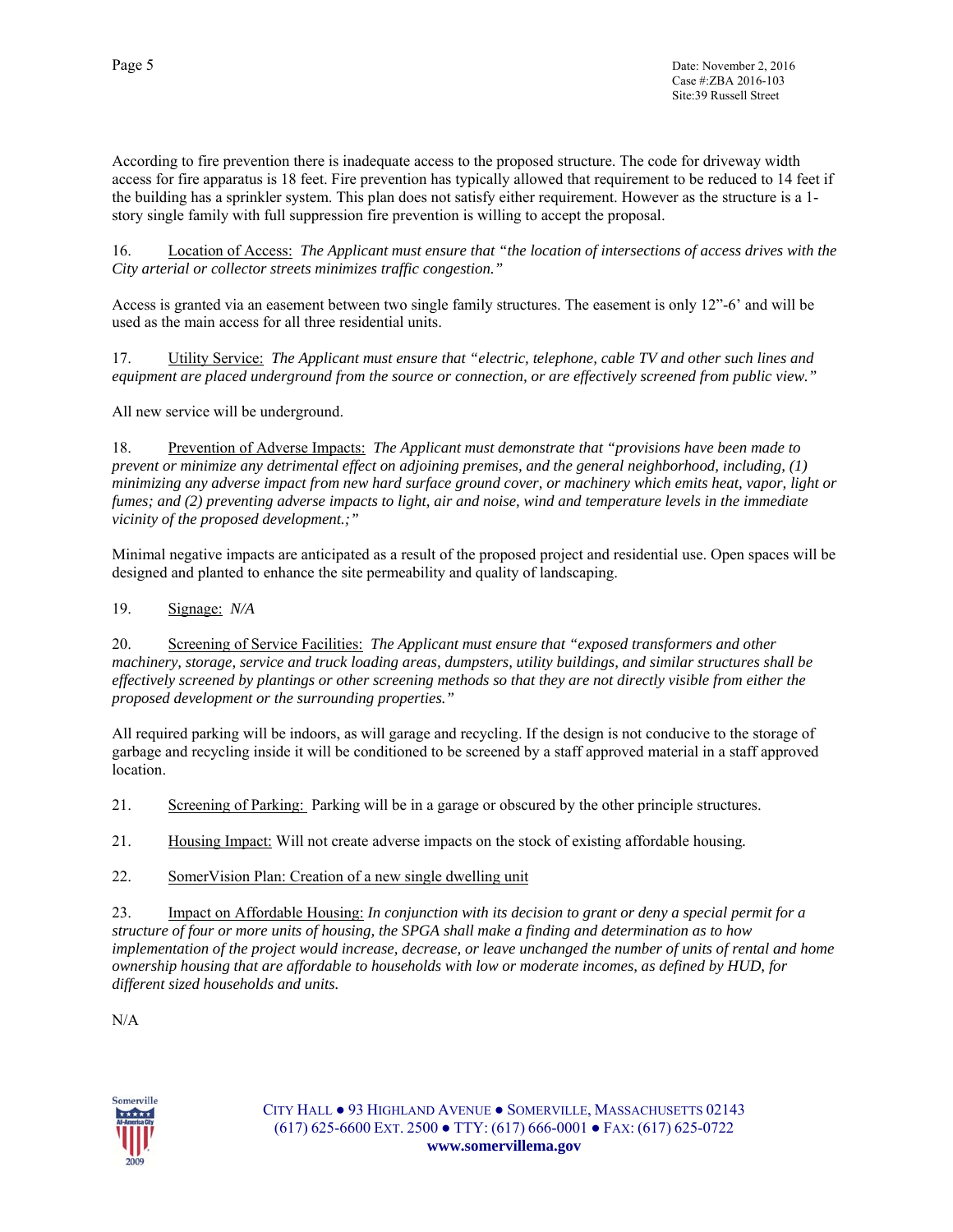According to fire prevention there is inadequate access to the proposed structure. The code for driveway width access for fire apparatus is 18 feet. Fire prevention has typically allowed that requirement to be reduced to 14 feet if the building has a sprinkler system. This plan does not satisfy either requirement. However as the structure is a 1-story single family with full suppression fire prevention is willing to accept the proposal.

16. Location of Access: *The Applicant must ensure that "the location of intersections of access drives with the City arterial or collector streets minimizes traffic congestion."*

Access is granted via an easement between two single family structures. The easement is only 12"-6' and will be used as the main access for all three residential units.

17. Utility Service: *The Applicant must ensure that "electric, telephone, cable TV and other such lines and equipment are placed underground from the source or connection, or are effectively screened from public view."*

All new service will be underground.

18. Prevention of Adverse Impacts: *The Applicant must demonstrate that "provisions have been made to prevent or minimize any detrimental effect on adjoining premises, and the general neighborhood, including, (1) minimizing any adverse impact from new hard surface ground cover, or machinery which emits heat, vapor, light or fumes; and (2) preventing adverse impacts to light, air and noise, wind and temperature levels in the immediate vicinity of the proposed development.;"*

Minimal negative impacts are anticipated as a result of the proposed project and residential use. Open spaces will be designed and planted to enhance the site permeability and quality of landscaping.

19. Signage: *N/A*

20. Screening of Service Facilities: *The Applicant must ensure that "exposed transformers and other machinery, storage, service and truck loading areas, dumpsters, utility buildings, and similar structures shall be effectively screened by plantings or other screening methods so that they are not directly visible from either the proposed development or the surrounding properties."*

All required parking will be indoors, as will garage and recycling. If the design is not conducive to the storage of garbage and recycling inside it will be conditioned to be screened by a staff approved material in a staff approved location.

21. Screening of Parking: Parking will be in a garage or obscured by the other principle structures.

21. Housing Impact: Will not create adverse impacts on the stock of existing affordable housing.

22. SomerVision Plan: Creation of a new single dwelling unit

23. Impact on Affordable Housing: *In conjunction with its decision to grant or deny a special permit for a structure of four or more units of housing, the SPGA shall make a finding and determination as to how implementation of the project would increase, decrease, or leave unchanged the number of units of rental and home ownership housing that are affordable to households with low or moderate incomes, as defined by HUD, for different sized households and units.*

N/A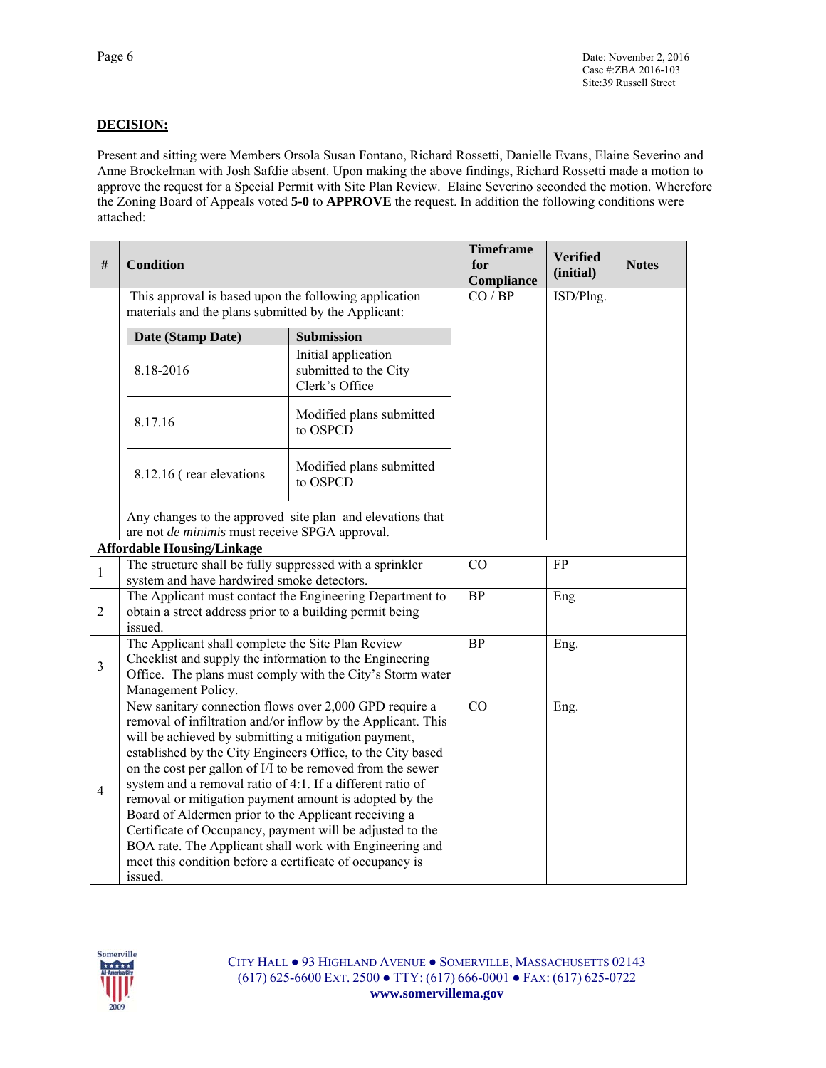**DECISION:**

Present and sitting were Members Orsola Susan Fontano, Richard Rossetti, Danielle Evans, Elaine Severino and Anne Brockelman with Josh Safdie absent. Upon making the above findings, Richard Rossetti made a motion to approve the request for a Special Permit with Site Plan Review. Elaine Severino seconded the motion. Wherefore the Zoning Board of Appeals voted **5-0** to **APPROVE** the request. In addition the following conditions were attached:

| # | Condition | Timeframe for Compliance | Verified (initial) | Notes |
|---|---|---|---|---|
| | This approval is based upon the following application materials and the plans submitted by the Applicant:<br><br>**Date (Stamp Date)** – **Submission**<br>8.18-2016 – Initial application submitted to the City Clerk's Office<br>8.17.16 – Modified plans submitted to OSPCD<br>8.12.16 ( rear elevations – Modified plans submitted to OSPCD<br><br>Any changes to the approved site plan and elevations that are not *de minimis* must receive SPGA approval. | CO / BP | ISD/Plng. | |
| **Affordable Housing/Linkage** | | | | |
| 1 | The structure shall be fully suppressed with a sprinkler system and have hardwired smoke detectors. | CO | FP | |
| 2 | The Applicant must contact the Engineering Department to obtain a street address prior to a building permit being issued. | BP | Eng | |
| 3 | The Applicant shall complete the Site Plan Review Checklist and supply the information to the Engineering Office. The plans must comply with the City's Storm water Management Policy. | BP | Eng. | |
| 4 | New sanitary connection flows over 2,000 GPD require a removal of infiltration and/or inflow by the Applicant. This will be achieved by submitting a mitigation payment, established by the City Engineers Office, to the City based on the cost per gallon of I/I to be removed from the sewer system and a removal ratio of 4:1. If a different ratio of removal or mitigation payment amount is adopted by the Board of Aldermen prior to the Applicant receiving a Certificate of Occupancy, payment will be adjusted to the BOA rate. The Applicant shall work with Engineering and meet this condition before a certificate of occupancy is issued. | CO | Eng. | |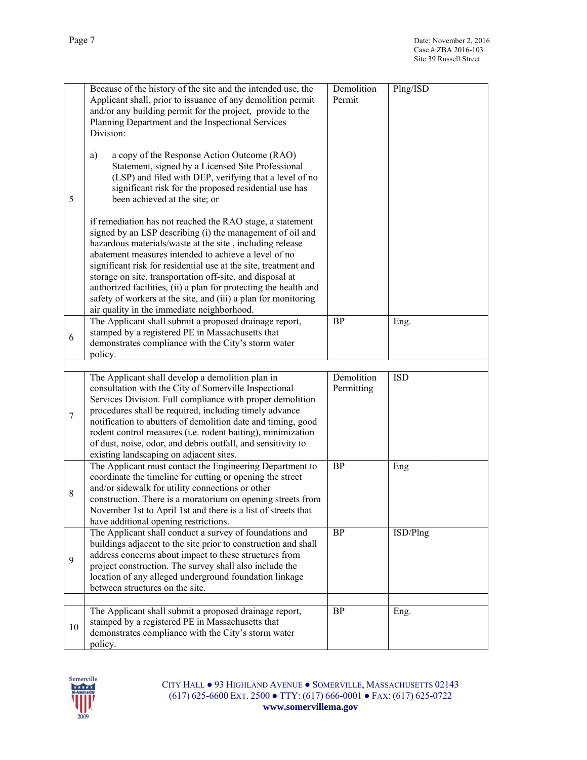| | | | | |
|---|---|---|---|---|
| 5 | Because of the history of the site and the intended use, the Applicant shall, prior to issuance of any demolition permit and/or any building permit for the project, provide to the Planning Department and the Inspectional Services Division:<br><br>a) a copy of the Response Action Outcome (RAO) Statement, signed by a Licensed Site Professional (LSP) and filed with DEP, verifying that a level of no significant risk for the proposed residential use has been achieved at the site; or<br><br>if remediation has not reached the RAO stage, a statement signed by an LSP describing (i) the management of oil and hazardous materials/waste at the site , including release abatement measures intended to achieve a level of no significant risk for residential use at the site, treatment and storage on site, transportation off-site, and disposal at authorized facilities, (ii) a plan for protecting the health and safety of workers at the site, and (iii) a plan for monitoring air quality in the immediate neighborhood. | Demolition Permit | Plng/ISD | |
| 6 | The Applicant shall submit a proposed drainage report, stamped by a registered PE in Massachusetts that demonstrates compliance with the City's storm water policy. | BP | Eng. | |
| | | | | |
| 7 | The Applicant shall develop a demolition plan in consultation with the City of Somerville Inspectional Services Division. Full compliance with proper demolition procedures shall be required, including timely advance notification to abutters of demolition date and timing, good rodent control measures (i.e. rodent baiting), minimization of dust, noise, odor, and debris outfall, and sensitivity to existing landscaping on adjacent sites. | Demolition Permitting | ISD | |
| 8 | The Applicant must contact the Engineering Department to coordinate the timeline for cutting or opening the street and/or sidewalk for utility connections or other construction. There is a moratorium on opening streets from November 1st to April 1st and there is a list of streets that have additional opening restrictions. | BP | Eng | |
| 9 | The Applicant shall conduct a survey of foundations and buildings adjacent to the site prior to construction and shall address concerns about impact to these structures from project construction. The survey shall also include the location of any alleged underground foundation linkage between structures on the site. | BP | ISD/Plng | |
| | | | | |
| 10 | The Applicant shall submit a proposed drainage report, stamped by a registered PE in Massachusetts that demonstrates compliance with the City's storm water policy. | BP | Eng. | |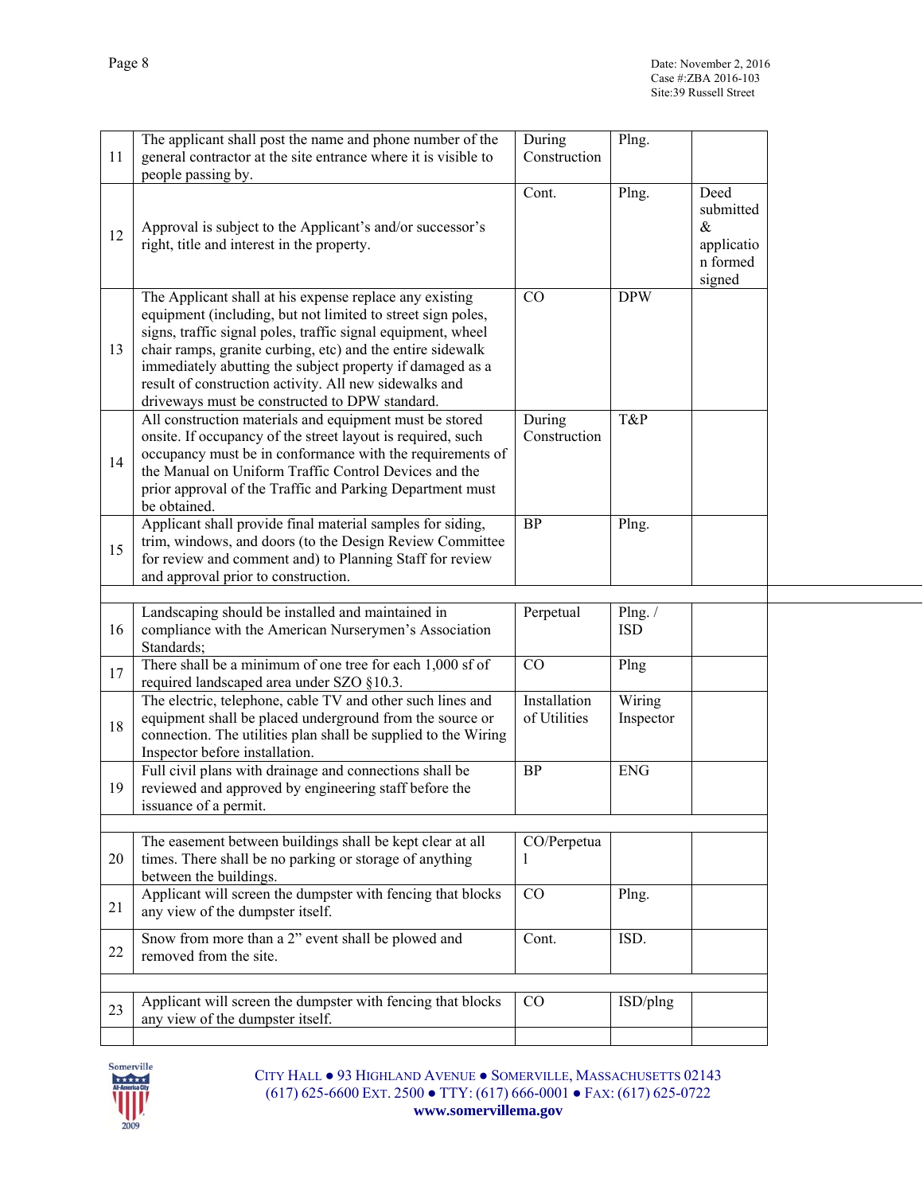| | | | | |
|---|---|---|---|---|
| 11 | The applicant shall post the name and phone number of the general contractor at the site entrance where it is visible to people passing by. | During Construction | Plng. | |
| 12 | Approval is subject to the Applicant's and/or successor's right, title and interest in the property. | Cont. | Plng. | Deed submitted & application formed signed |
| 13 | The Applicant shall at his expense replace any existing equipment (including, but not limited to street sign poles, signs, traffic signal poles, traffic signal equipment, wheel chair ramps, granite curbing, etc) and the entire sidewalk immediately abutting the subject property if damaged as a result of construction activity. All new sidewalks and driveways must be constructed to DPW standard. | CO | DPW | |
| 14 | All construction materials and equipment must be stored onsite. If occupancy of the street layout is required, such occupancy must be in conformance with the requirements of the Manual on Uniform Traffic Control Devices and the prior approval of the Traffic and Parking Department must be obtained. | During Construction | T&P | |
| 15 | Applicant shall provide final material samples for siding, trim, windows, and doors (to the Design Review Committee for review and comment and) to Planning Staff for review and approval prior to construction. | BP | Plng. | |
| | | | | |
| 16 | Landscaping should be installed and maintained in compliance with the American Nurserymen's Association Standards; | Perpetual | Plng. / ISD | |
| 17 | There shall be a minimum of one tree for each 1,000 sf of required landscaped area under SZO §10.3. | CO | Plng | |
| 18 | The electric, telephone, cable TV and other such lines and equipment shall be placed underground from the source or connection. The utilities plan shall be supplied to the Wiring Inspector before installation. | Installation of Utilities | Wiring Inspector | |
| 19 | Full civil plans with drainage and connections shall be reviewed and approved by engineering staff before the issuance of a permit. | BP | ENG | |
| | | | | |
| 20 | The easement between buildings shall be kept clear at all times. There shall be no parking or storage of anything between the buildings. | CO/Perpetual | | |
| 21 | Applicant will screen the dumpster with fencing that blocks any view of the dumpster itself. | CO | Plng. | |
| 22 | Snow from more than a 2" event shall be plowed and removed from the site. | Cont. | ISD. | |
| | | | | |
| 23 | Applicant will screen the dumpster with fencing that blocks any view of the dumpster itself. | CO | ISD/plng | |
| | | | | |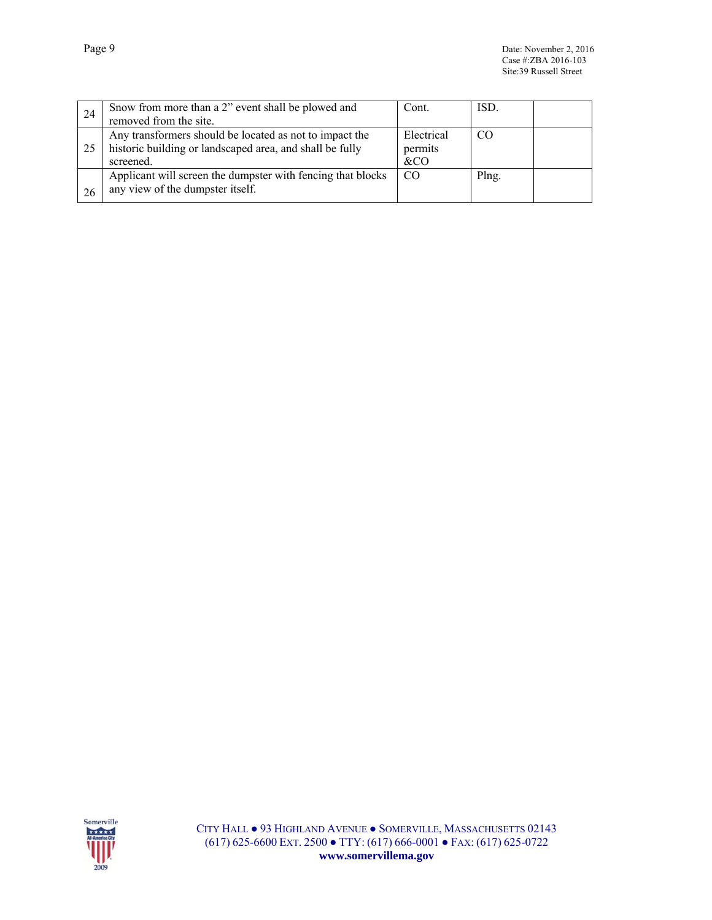| 24 | Snow from more than a 2" event shall be plowed and removed from the site. | Cont. | ISD. | |
|---|---|---|---|---|
| 25 | Any transformers should be located as not to impact the historic building or landscaped area, and shall be fully screened. | Electrical permits &CO | CO | |
| 26 | Applicant will screen the dumpster with fencing that blocks any view of the dumpster itself. | CO | Plng. | |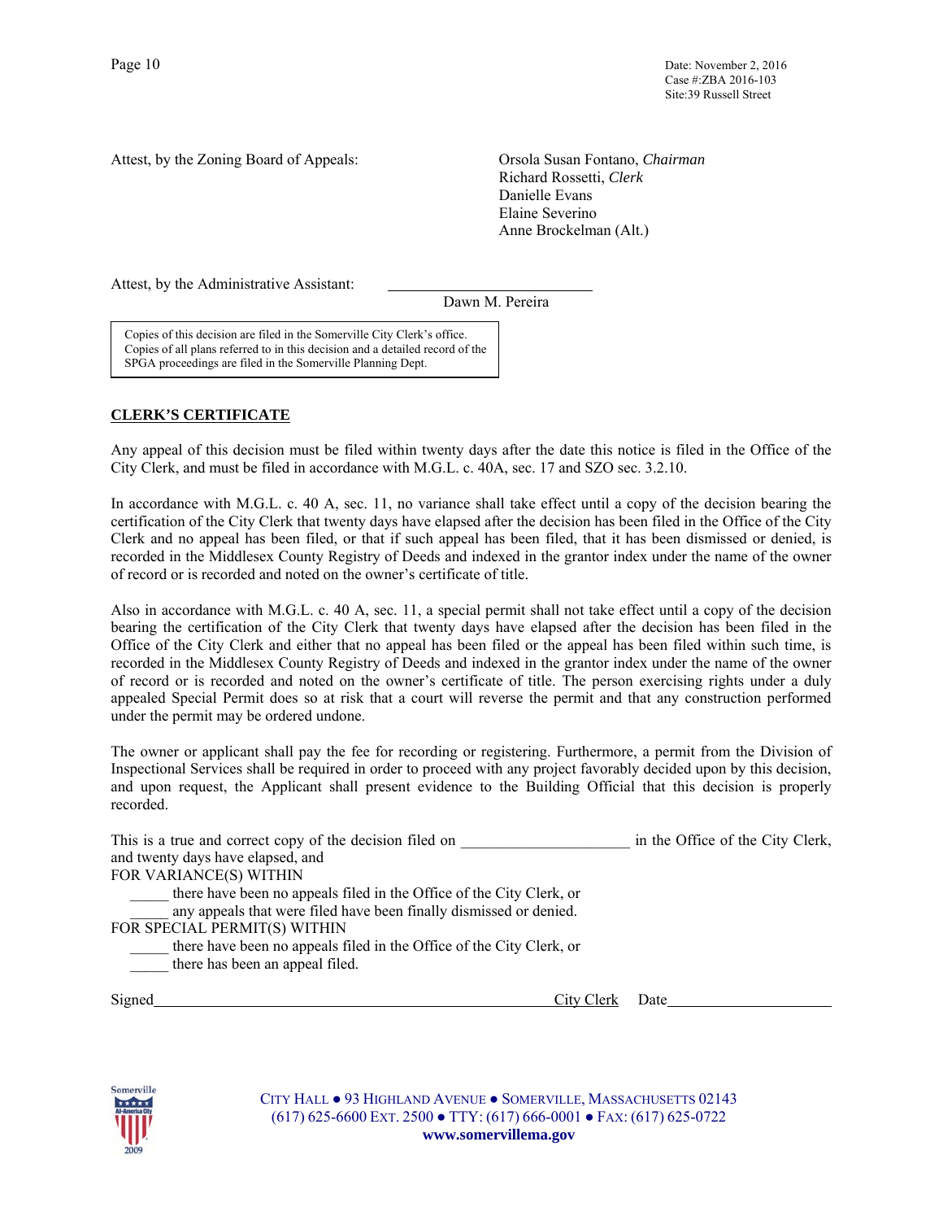Attest, by the Zoning Board of Appeals:

Orsola Susan Fontano, *Chairman*
Richard Rossetti, *Clerk*
Danielle Evans
Elaine Severino
Anne Brockelman (Alt.)

Attest, by the Administrative Assistant: ______________________
Dawn M. Pereira

> Copies of this decision are filed in the Somerville City Clerk's office. Copies of all plans referred to in this decision and a detailed record of the SPGA proceedings are filed in the Somerville Planning Dept.

**CLERK'S CERTIFICATE**

Any appeal of this decision must be filed within twenty days after the date this notice is filed in the Office of the City Clerk, and must be filed in accordance with M.G.L. c. 40A, sec. 17 and SZO sec. 3.2.10.

In accordance with M.G.L. c. 40 A, sec. 11, no variance shall take effect until a copy of the decision bearing the certification of the City Clerk that twenty days have elapsed after the decision has been filed in the Office of the City Clerk and no appeal has been filed, or that if such appeal has been filed, that it has been dismissed or denied, is recorded in the Middlesex County Registry of Deeds and indexed in the grantor index under the name of the owner of record or is recorded and noted on the owner's certificate of title.

Also in accordance with M.G.L. c. 40 A, sec. 11, a special permit shall not take effect until a copy of the decision bearing the certification of the City Clerk that twenty days have elapsed after the decision has been filed in the Office of the City Clerk and either that no appeal has been filed or the appeal has been filed within such time, is recorded in the Middlesex County Registry of Deeds and indexed in the grantor index under the name of the owner of record or is recorded and noted on the owner's certificate of title. The person exercising rights under a duly appealed Special Permit does so at risk that a court will reverse the permit and that any construction performed under the permit may be ordered undone.

The owner or applicant shall pay the fee for recording or registering. Furthermore, a permit from the Division of Inspectional Services shall be required in order to proceed with any project favorably decided upon by this decision, and upon request, the Applicant shall present evidence to the Building Official that this decision is properly recorded.

This is a true and correct copy of the decision filed on ______________________ in the Office of the City Clerk, and twenty days have elapsed, and

FOR VARIANCE(S) WITHIN
_____ there have been no appeals filed in the Office of the City Clerk, or
_____ any appeals that were filed have been finally dismissed or denied.

FOR SPECIAL PERMIT(S) WITHIN
_____ there have been no appeals filed in the Office of the City Clerk, or
_____ there has been an appeal filed.

Signed______________________________________________ City Clerk Date______________________